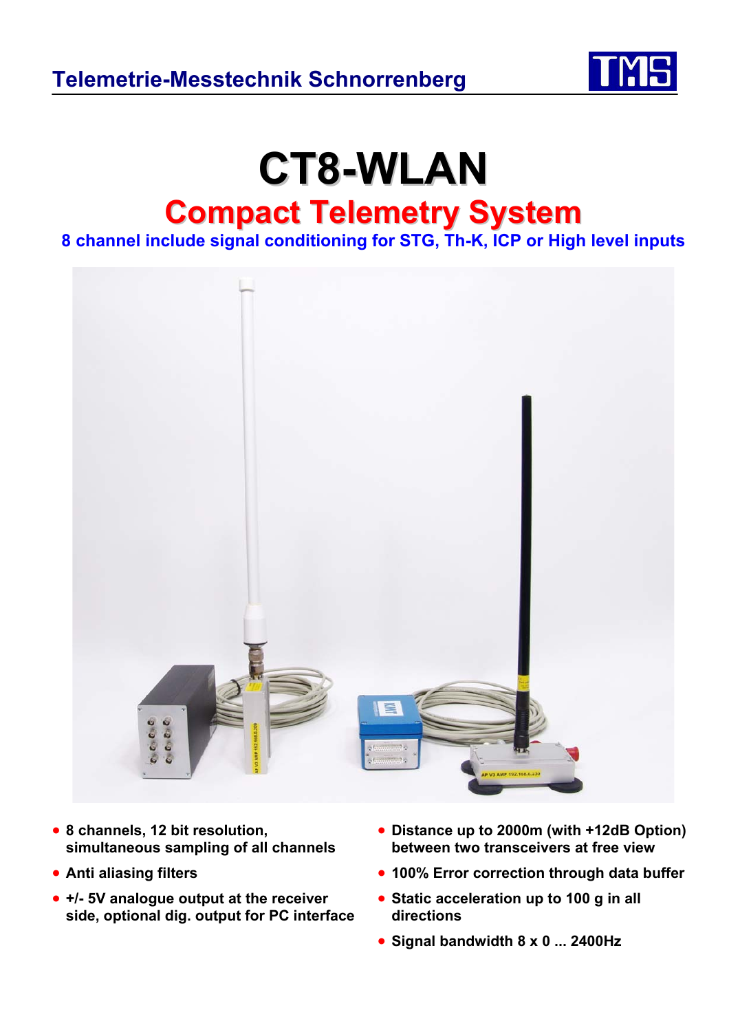Telemetrie-Messtechnik Schnorrenberg

# CT8-WLAN

## Compact Telemetry System

**8 channel include signal conditioning for STG, Th-K, ICP or High level inputs**

- **8 channels, 12 bit resolution, simultaneous sampling of all channels**
- **Anti aliasing filters**
- **+/- 5V analogue output at the receiver side, optional dig. output for PC interface**
- **Distance up to 2000m (with +12dB Option) between two transceivers at free view**
- **100% Error correction through data buffer**
- **Static acceleration up to 100 g in all directions**
- **Signal bandwidth 8 x 0 ... 2400Hz**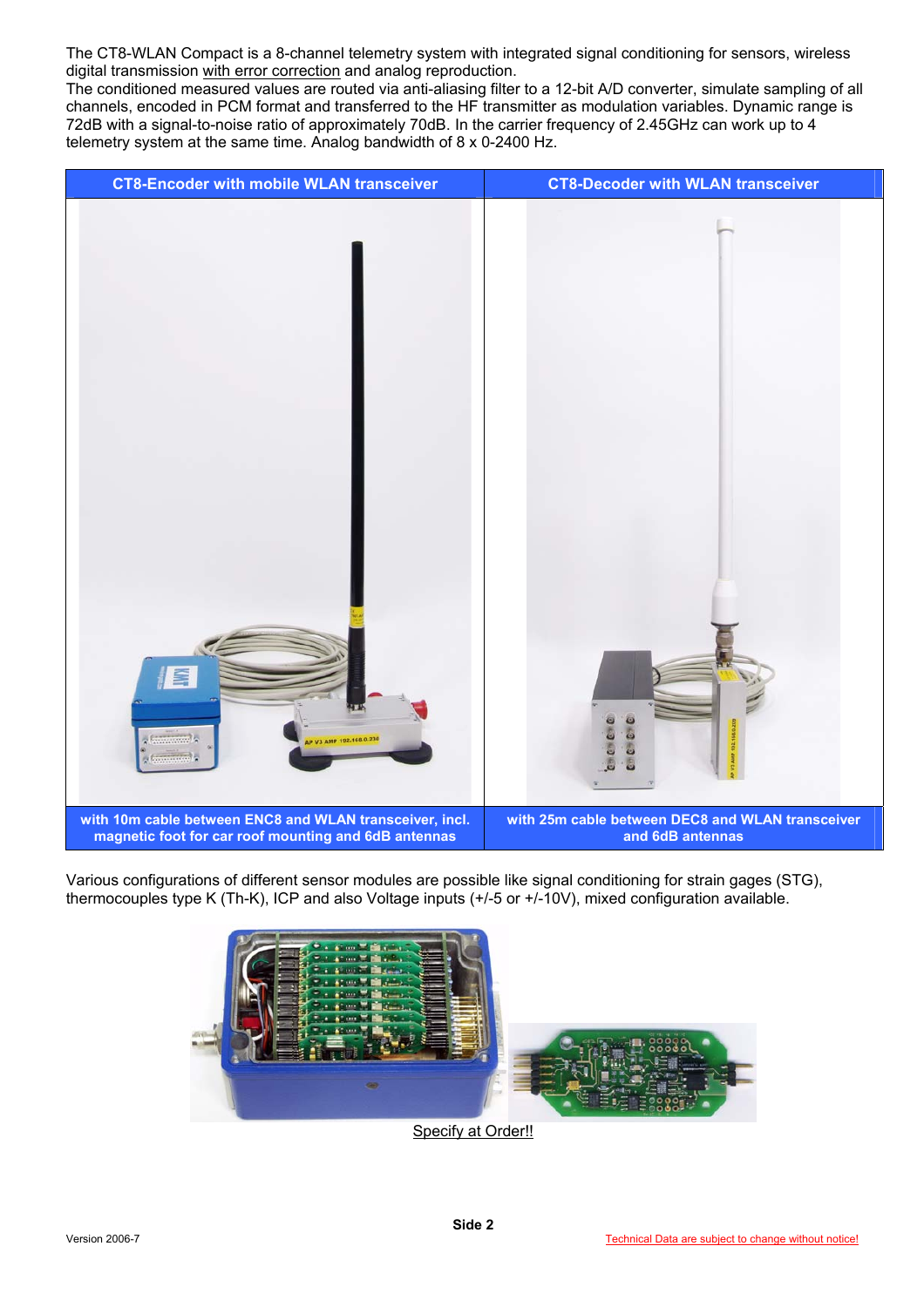The CT8-WLAN Compact is a 8-channel telemetry system with integrated signal conditioning for sensors, wireless digital transmission with error correction and analog reproduction.
The conditioned measured values are routed via anti-aliasing filter to a 12-bit A/D converter, simulate sampling of all channels, encoded in PCM format and transferred to the HF transmitter as modulation variables. Dynamic range is 72dB with a signal-to-noise ratio of approximately 70dB. In the carrier frequency of 2.45GHz can work up to 4 telemetry system at the same time. Analog bandwidth of 8 x 0-2400 Hz.

| CT8-Encoder with mobile WLAN transceiver | CT8-Decoder with WLAN transceiver |
|---|---|
| | |
| with 10m cable between ENC8 and WLAN transceiver, incl. magnetic foot for car roof mounting and 6dB antennas | with 25m cable between DEC8 and WLAN transceiver and 6dB antennas |

Various configurations of different sensor modules are possible like signal conditioning for strain gages (STG), thermocouples type K (Th-K), ICP and also Voltage inputs (+/-5 or +/-10V), mixed configuration available.

Specify at Order!!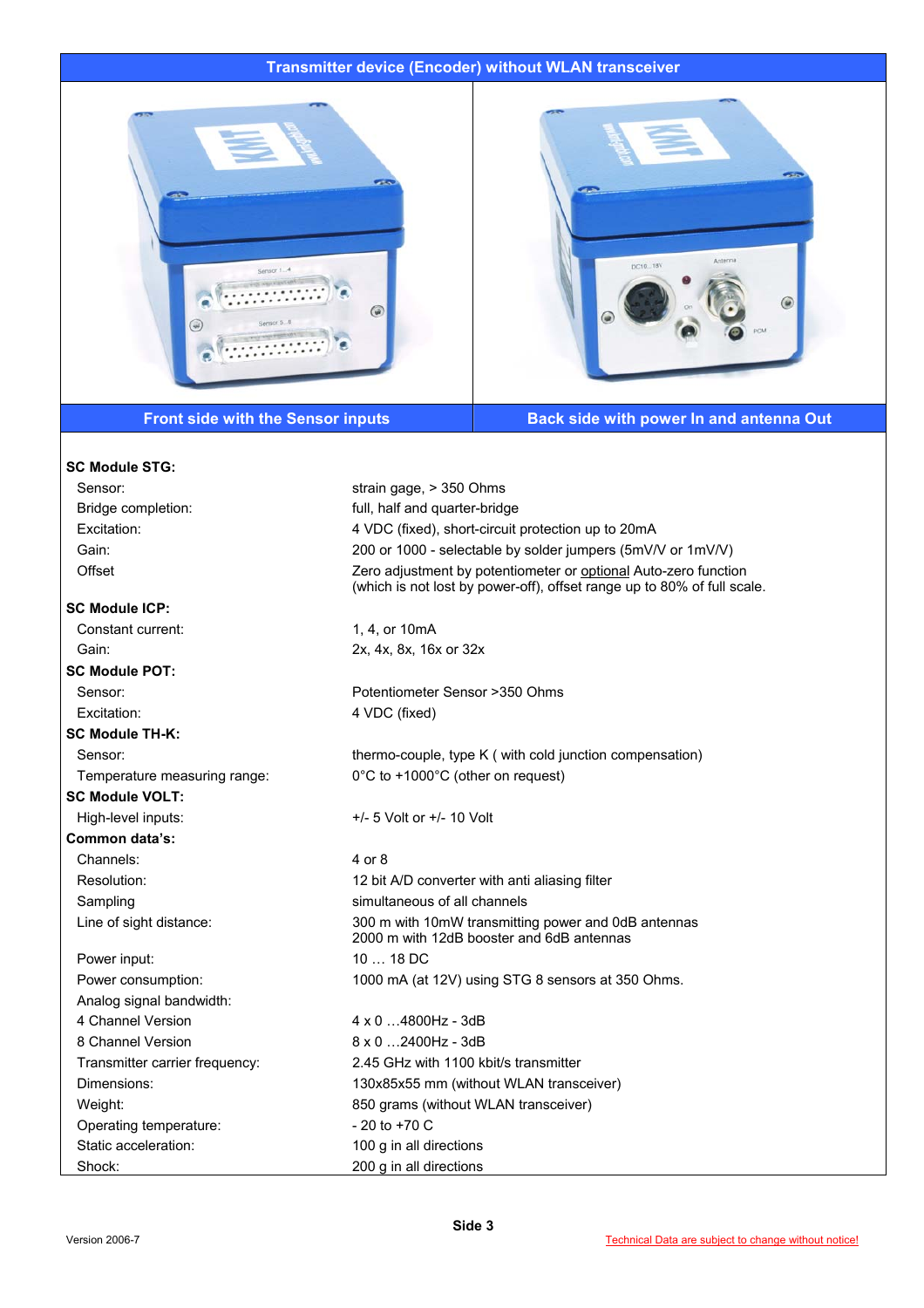## Transmitter device (Encoder) without WLAN transceiver

| Front side with the Sensor inputs | Back side with power In and antenna Out |
|---|---|

**SC Module STG:**

| | |
|---|---|
| Sensor: | strain gage, > 350 Ohms |
| Bridge completion: | full, half and quarter-bridge |
| Excitation: | 4 VDC (fixed), short-circuit protection up to 20mA |
| Gain: | 200 or 1000 - selectable by solder jumpers (5mV/V or 1mV/V) |
| Offset | Zero adjustment by potentiometer or optional Auto-zero function (which is not lost by power-off), offset range up to 80% of full scale. |

**SC Module ICP:**

| | |
|---|---|
| Constant current: | 1, 4, or 10mA |
| Gain: | 2x, 4x, 8x, 16x or 32x |

**SC Module POT:**

| | |
|---|---|
| Sensor: | Potentiometer Sensor >350 Ohms |
| Excitation: | 4 VDC (fixed) |

**SC Module TH-K:**

| | |
|---|---|
| Sensor: | thermo-couple, type K ( with cold junction compensation) |
| Temperature measuring range: | 0°C to +1000°C (other on request) |

**SC Module VOLT:**

| | |
|---|---|
| High-level inputs: | +/- 5 Volt or +/- 10 Volt |

**Common data's:**

| | |
|---|---|
| Channels: | 4 or 8 |
| Resolution: | 12 bit A/D converter with anti aliasing filter |
| Sampling | simultaneous of all channels |
| Line of sight distance: | 300 m with 10mW transmitting power and 0dB antennas<br>2000 m with 12dB booster and 6dB antennas |
| Power input: | 10 … 18 DC |
| Power consumption: | 1000 mA (at 12V) using STG 8 sensors at 350 Ohms. |
| Analog signal bandwidth: | |
| 4 Channel Version | 4 x 0 …4800Hz - 3dB |
| 8 Channel Version | 8 x 0 …2400Hz - 3dB |
| Transmitter carrier frequency: | 2.45 GHz with 1100 kbit/s transmitter |
| Dimensions: | 130x85x55 mm (without WLAN transceiver) |
| Weight: | 850 grams (without WLAN transceiver) |
| Operating temperature: | - 20 to +70 C |
| Static acceleration: | 100 g in all directions |
| Shock: | 200 g in all directions |

Version 2006-7

Technical Data are subject to change without notice!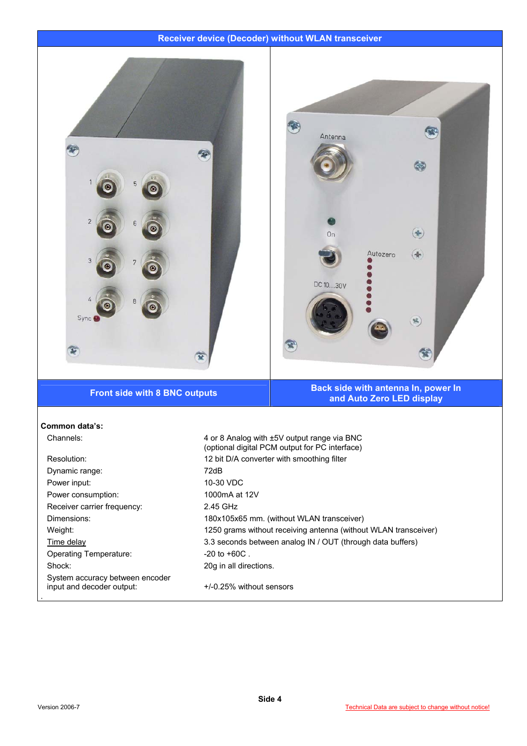## Receiver device (Decoder) without WLAN transceiver

| Front side with 8 BNC outputs | Back side with antenna In, power In and Auto Zero LED display |
|---|---|

**Common data's:**

| | |
|---|---|
| Channels: | 4 or 8 Analog with ±5V output range via BNC (optional digital PCM output for PC interface) |
| Resolution: | 12 bit D/A converter with smoothing filter |
| Dynamic range: | 72dB |
| Power input: | 10-30 VDC |
| Power consumption: | 1000mA at 12V |
| Receiver carrier frequency: | 2.45 GHz |
| Dimensions: | 180x105x65 mm. (without WLAN transceiver) |
| Weight: | 1250 grams without receiving antenna (without WLAN transceiver) |
| Time delay | 3.3 seconds between analog IN / OUT (through data buffers) |
| Operating Temperature: | -20 to +60C . |
| Shock: | 20g in all directions. |
| System accuracy between encoder input and decoder output: | +/-0.25% without sensors |

Version 2006-7

Technical Data are subject to change without notice!